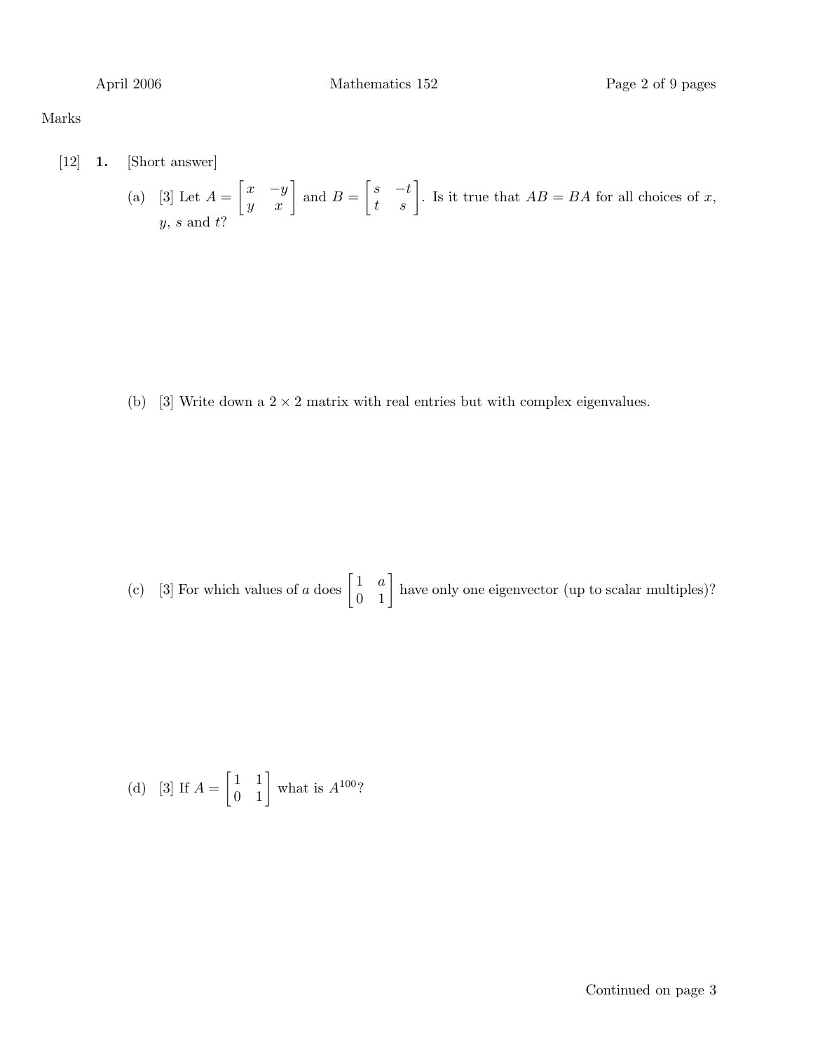Marks

[12] **1.** [Short answer]

(a) [3] Let $A = \begin{bmatrix} x & -y \\ y & x \end{bmatrix}$ and $B = \begin{bmatrix} s & -t \\ t & s \end{bmatrix}$. Is it true that $AB = BA$ for all choices of $x$, $y$, $s$ and $t$?

(b) [3] Write down a $2 \times 2$ matrix with real entries but with complex eigenvalues.

(c) [3] For which values of $a$ does $\begin{bmatrix} 1 & a \\ 0 & 1 \end{bmatrix}$ have only one eigenvector (up to scalar multiples)?

(d) [3] If $A = \begin{bmatrix} 1 & 1 \\ 0 & 1 \end{bmatrix}$ what is $A^{100}$?

Continued on page 3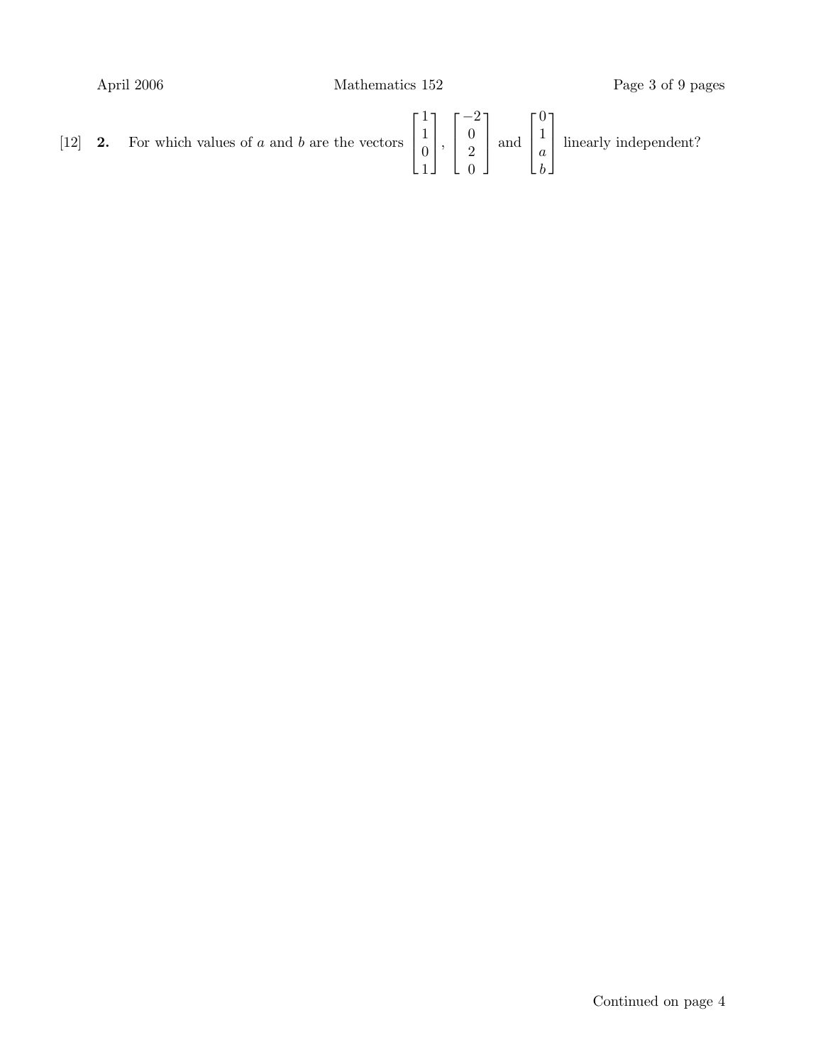[12] **2.** For which values of $a$ and $b$ are the vectors $\begin{bmatrix} 1 \\ 1 \\ 0 \\ 1 \end{bmatrix}$, $\begin{bmatrix} -2 \\ 0 \\ 2 \\ 0 \end{bmatrix}$ and $\begin{bmatrix} 0 \\ 1 \\ a \\ b \end{bmatrix}$ linearly independent?

Continued on page 4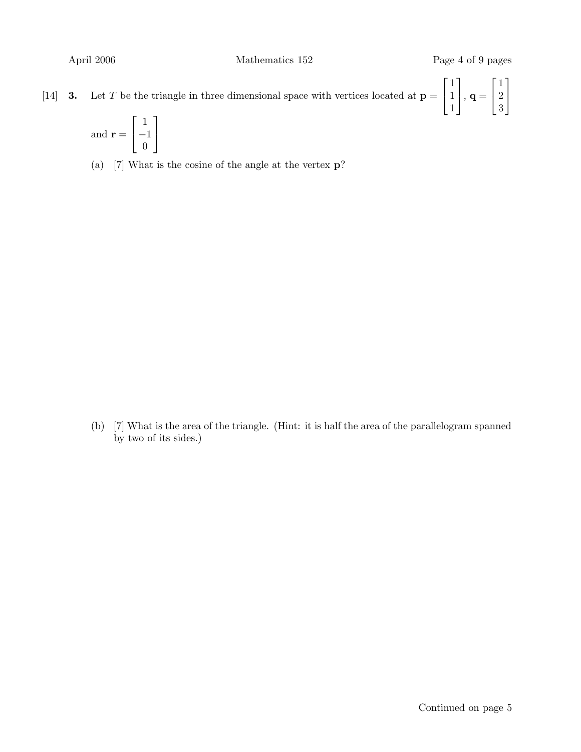[14] **3.** Let $T$ be the triangle in three dimensional space with vertices located at $\mathbf{p} = \begin{bmatrix} 1 \\ 1 \\ 1 \end{bmatrix}$, $\mathbf{q} = \begin{bmatrix} 1 \\ 2 \\ 3 \end{bmatrix}$ and $\mathbf{r} = \begin{bmatrix} 1 \\ -1 \\ 0 \end{bmatrix}$

(a) [7] What is the cosine of the angle at the vertex $\mathbf{p}$?

(b) [7] What is the area of the triangle. (Hint: it is half the area of the parallelogram spanned by two of its sides.)

Continued on page 5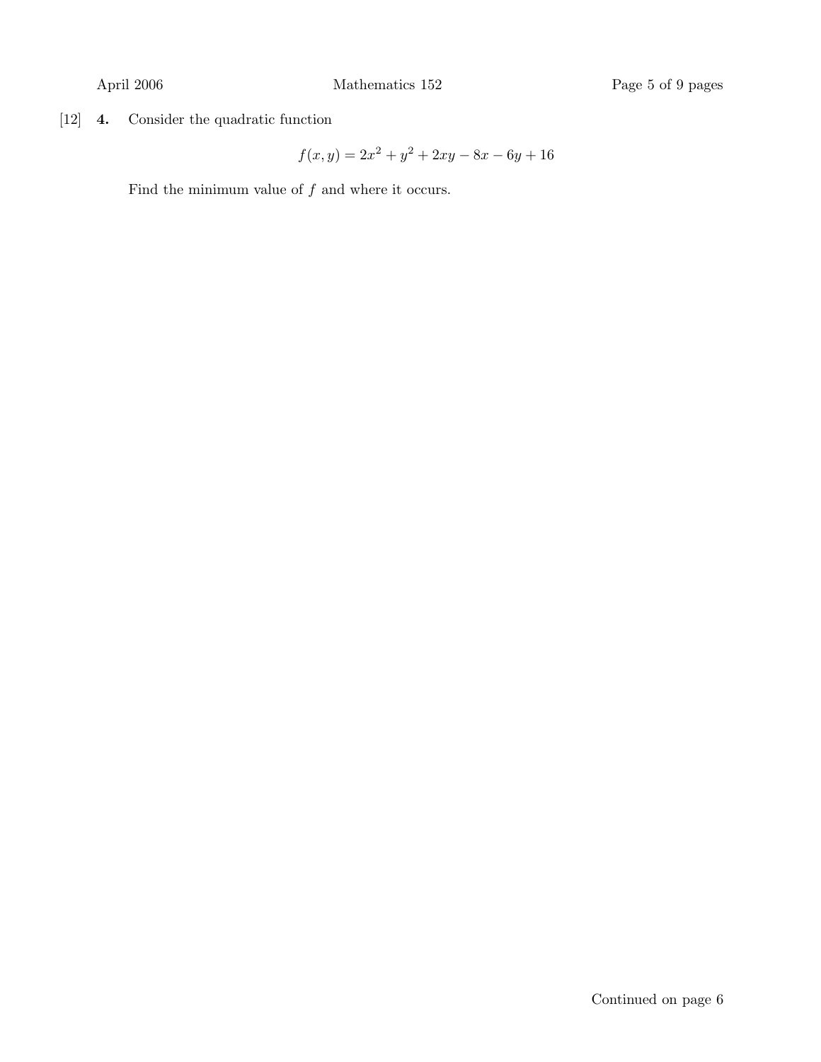[12] **4.** Consider the quadratic function

$$f(x, y) = 2x^2 + y^2 + 2xy - 8x - 6y + 16$$

Find the minimum value of $f$ and where it occurs.

Continued on page 6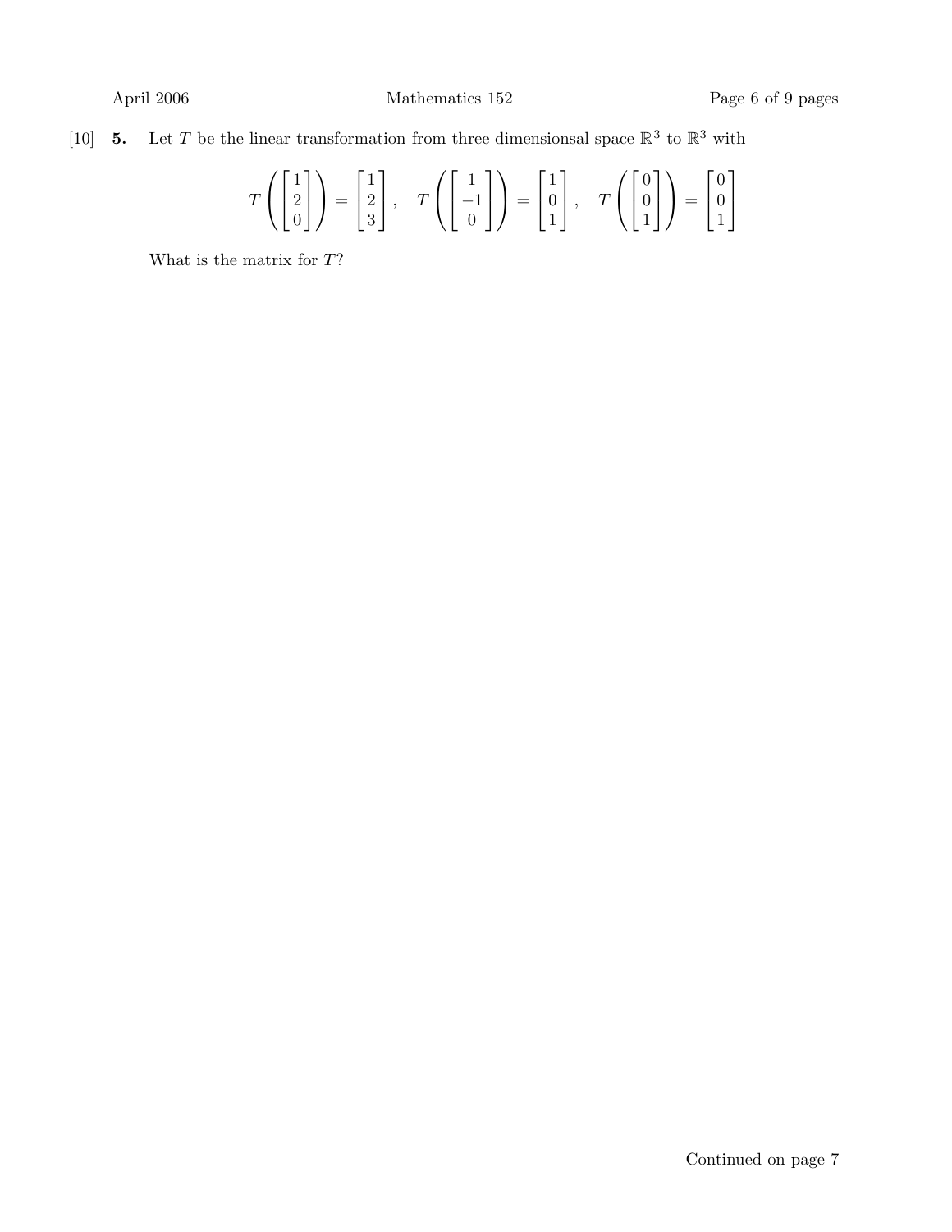[10] **5.** Let $T$ be the linear transformation from three dimensionsal space $\mathbb{R}^3$ to $\mathbb{R}^3$ with

$$T\left(\begin{bmatrix} 1 \\ 2 \\ 0 \end{bmatrix}\right) = \begin{bmatrix} 1 \\ 2 \\ 3 \end{bmatrix}, \quad T\left(\begin{bmatrix} 1 \\ -1 \\ 0 \end{bmatrix}\right) = \begin{bmatrix} 1 \\ 0 \\ 1 \end{bmatrix}, \quad T\left(\begin{bmatrix} 0 \\ 0 \\ 1 \end{bmatrix}\right) = \begin{bmatrix} 0 \\ 0 \\ 1 \end{bmatrix}$$

What is the matrix for $T$?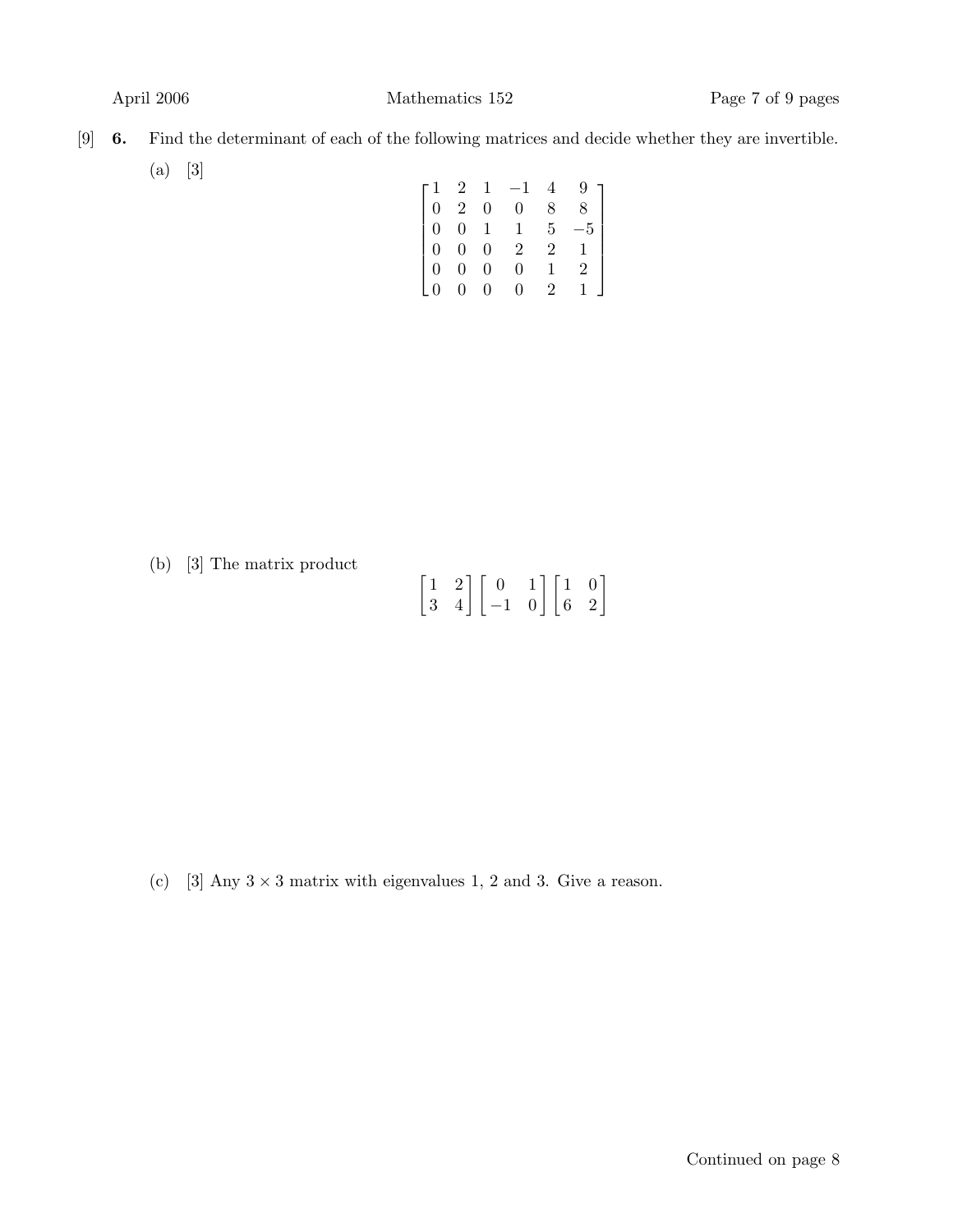[9] **6.** Find the determinant of each of the following matrices and decide whether they are invertible.

(a) [3]

$$\begin{bmatrix} 1 & 2 & 1 & -1 & 4 & 9 \\ 0 & 2 & 0 & 0 & 8 & 8 \\ 0 & 0 & 1 & 1 & 5 & -5 \\ 0 & 0 & 0 & 2 & 2 & 1 \\ 0 & 0 & 0 & 0 & 1 & 2 \\ 0 & 0 & 0 & 0 & 2 & 1 \end{bmatrix}$$

(b) [3] The matrix product

$$\begin{bmatrix} 1 & 2 \\ 3 & 4 \end{bmatrix} \begin{bmatrix} 0 & 1 \\ -1 & 0 \end{bmatrix} \begin{bmatrix} 1 & 0 \\ 6 & 2 \end{bmatrix}$$

(c) [3] Any $3 \times 3$ matrix with eigenvalues 1, 2 and 3. Give a reason.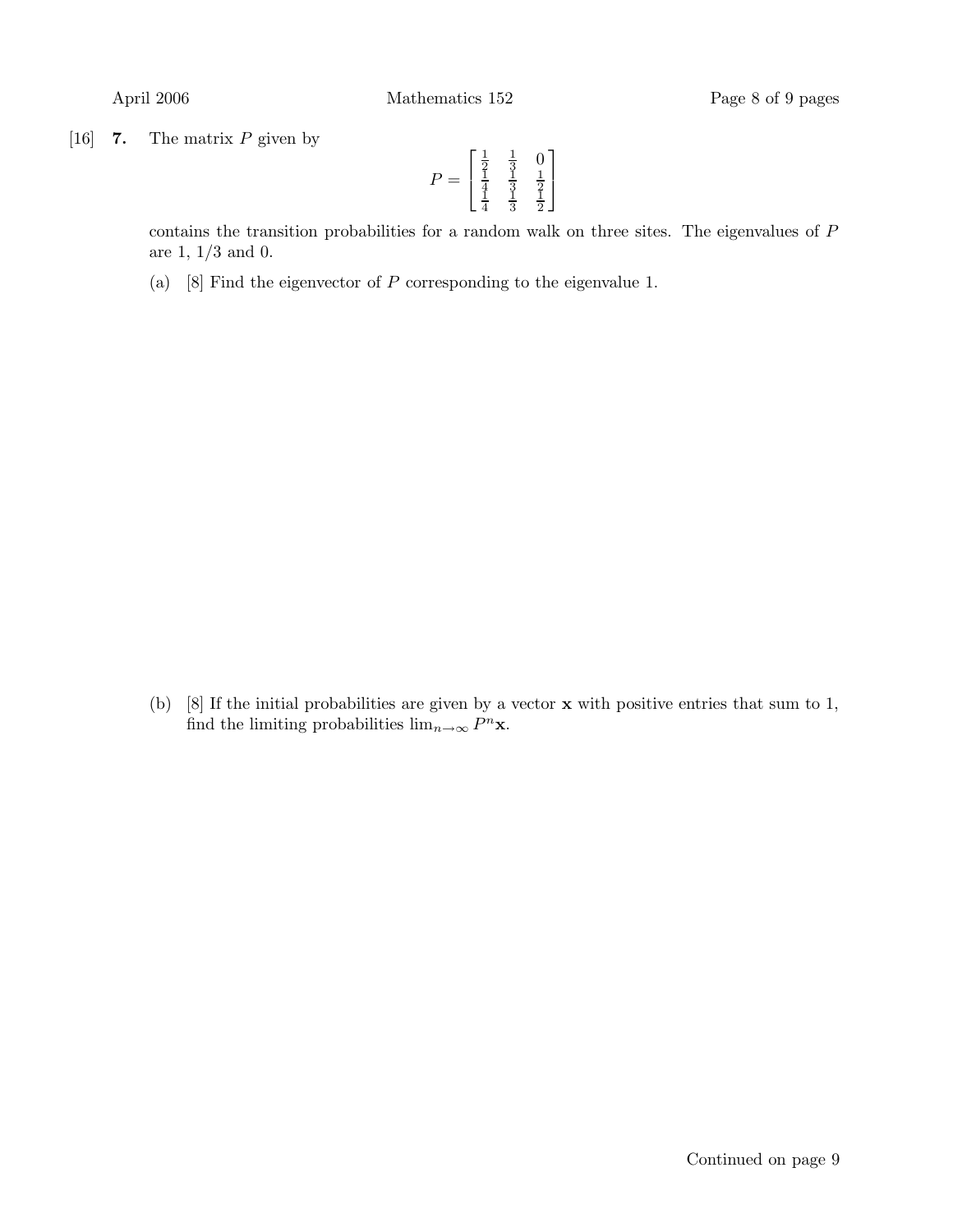[16] **7.** The matrix $P$ given by

$$P = \begin{bmatrix} \frac{1}{2} & \frac{1}{3} & 0 \\ \frac{1}{4} & \frac{1}{3} & \frac{1}{2} \\ \frac{1}{4} & \frac{1}{3} & \frac{1}{2} \end{bmatrix}$$

contains the transition probabilities for a random walk on three sites. The eigenvalues of $P$ are 1, $1/3$ and 0.

(a) [8] Find the eigenvector of $P$ corresponding to the eigenvalue 1.

(b) [8] If the initial probabilities are given by a vector $\mathbf{x}$ with positive entries that sum to 1, find the limiting probabilities $\lim_{n\to\infty} P^n\mathbf{x}$.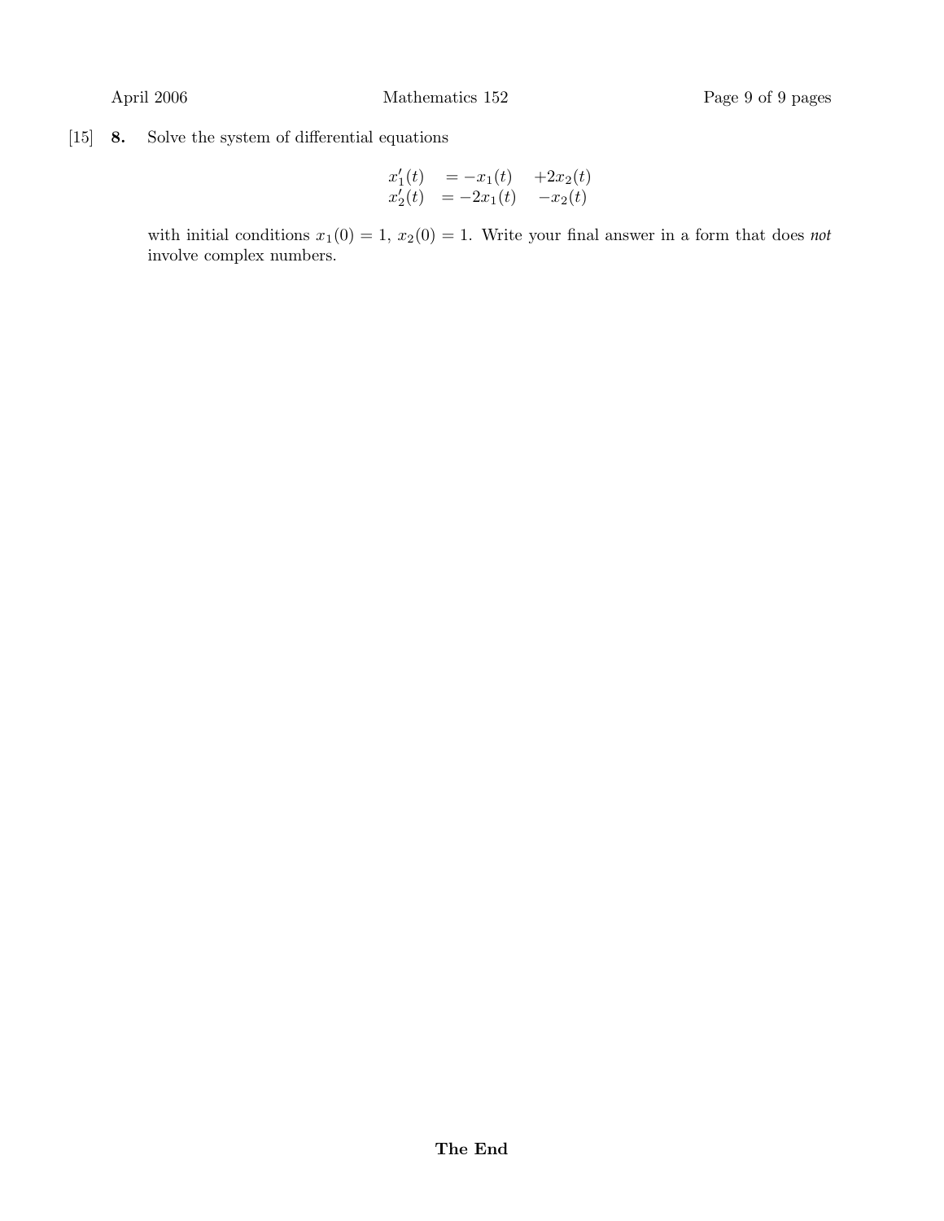[15] **8.** Solve the system of differential equations

$$
\begin{aligned}
x_1'(t) &= -x_1(t) \quad +2x_2(t) \\
x_2'(t) &= -2x_1(t) \quad -x_2(t)
\end{aligned}
$$

with initial conditions $x_1(0) = 1$, $x_2(0) = 1$. Write your final answer in a form that does *not* involve complex numbers.

**The End**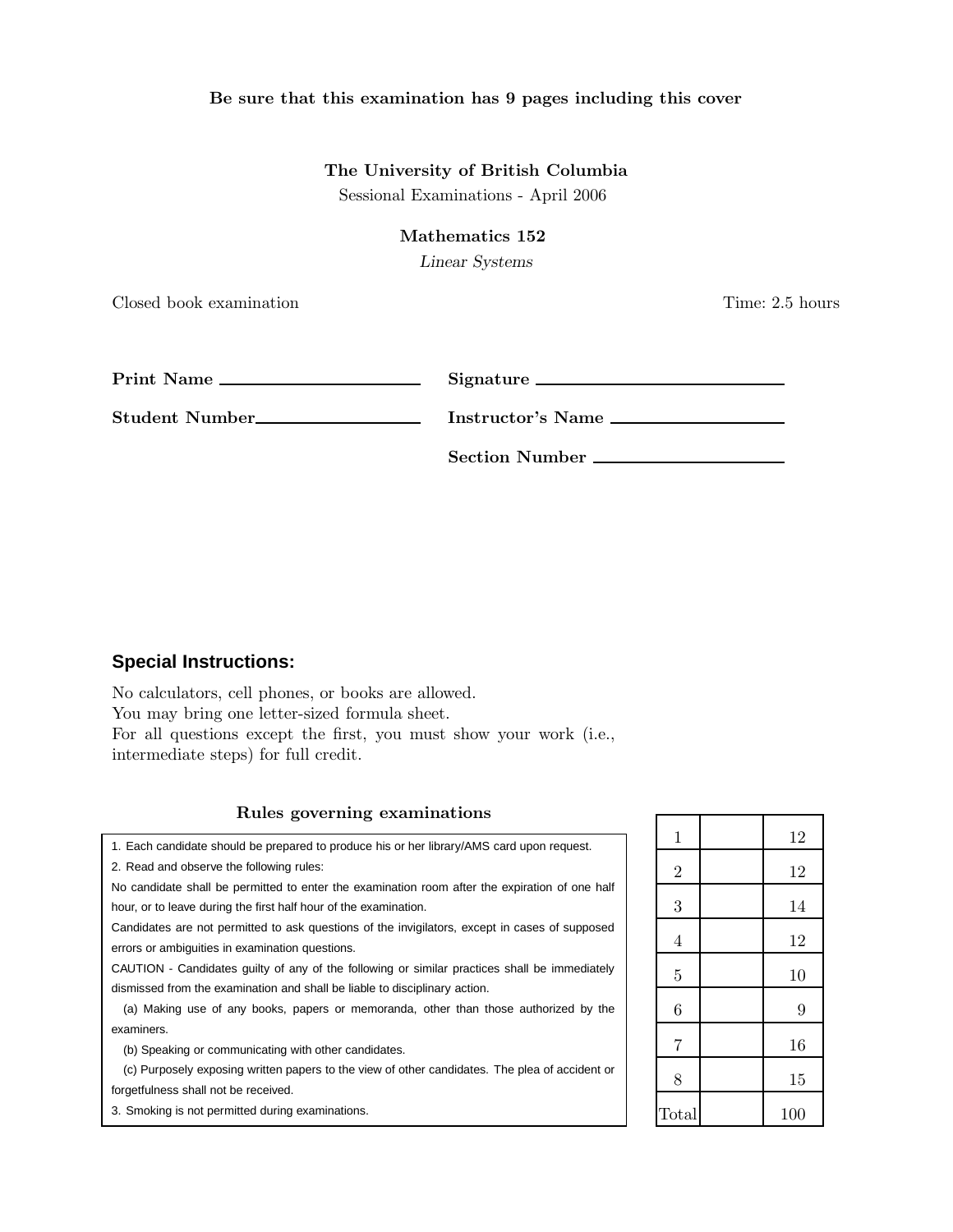**Be sure that this examination has 9 pages including this cover**

**The University of British Columbia**

Sessional Examinations - April 2006

**Mathematics 152**

*Linear Systems*

Closed book examination

Time: 2.5 hours

**Print Name** ____________________

**Signature** ____________________

**Student Number** ____________________

**Instructor's Name** ____________________

**Section Number** ____________________

## Special Instructions:

No calculators, cell phones, or books are allowed.
You may bring one letter-sized formula sheet.
For all questions except the first, you must show your work (i.e., intermediate steps) for full credit.

### Rules governing examinations

1. Each candidate should be prepared to produce his or her library/AMS card upon request.
2. Read and observe the following rules:

No candidate shall be permitted to enter the examination room after the expiration of one half hour, or to leave during the first half hour of the examination.

Candidates are not permitted to ask questions of the invigilators, except in cases of supposed errors or ambiguities in examination questions.

CAUTION - Candidates guilty of any of the following or similar practices shall be immediately dismissed from the examination and shall be liable to disciplinary action.

(a) Making use of any books, papers or memoranda, other than those authorized by the examiners.

(b) Speaking or communicating with other candidates.

(c) Purposely exposing written papers to the view of other candidates. The plea of accident or forgetfulness shall not be received.

3. Smoking is not permitted during examinations.

| | | |
|---|---|---|
| 1 | | 12 |
| 2 | | 12 |
| 3 | | 14 |
| 4 | | 12 |
| 5 | | 10 |
| 6 | | 9 |
| 7 | | 16 |
| 8 | | 15 |
| Total | | 100 |